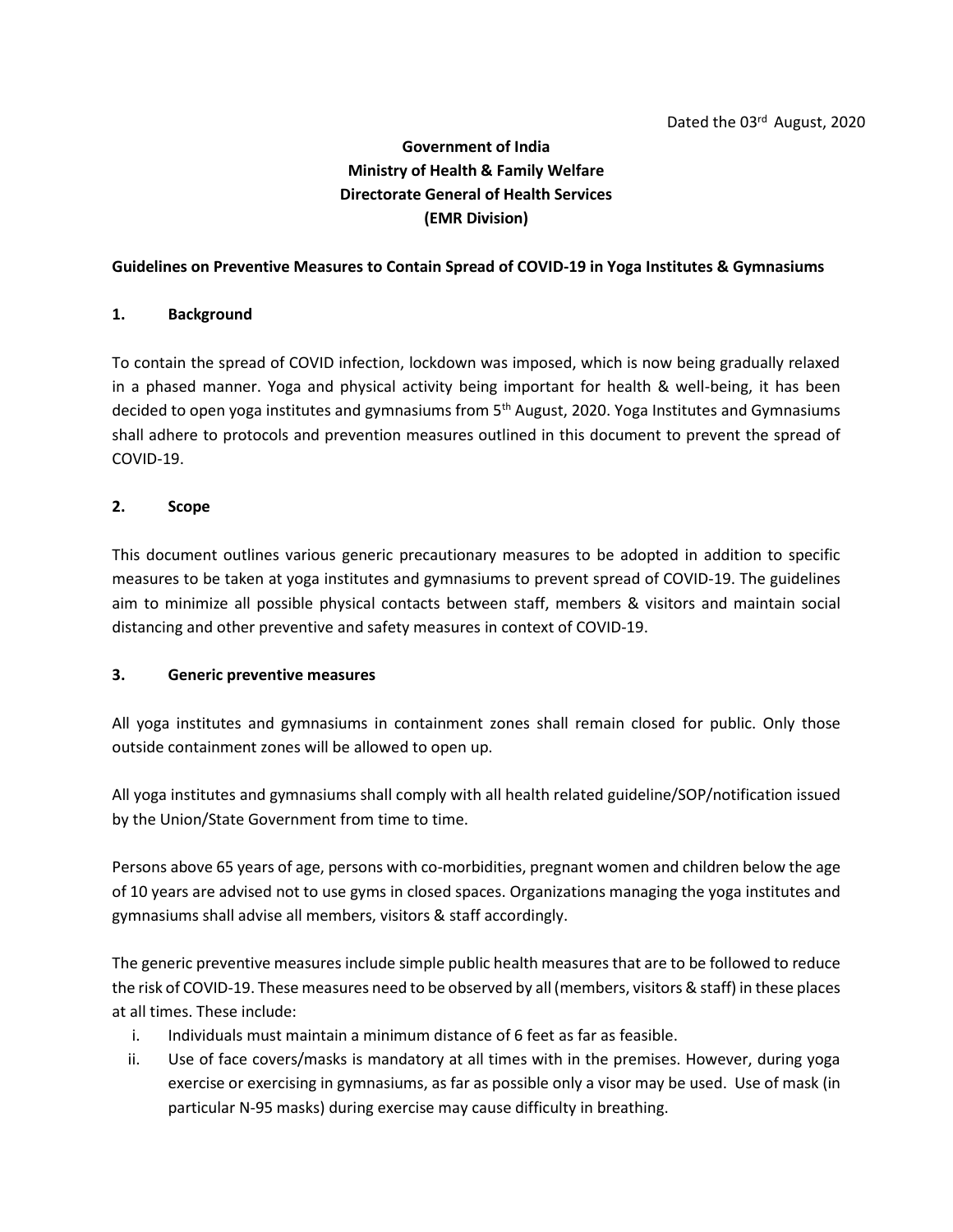Dated the 03rd August, 2020

**Government of India**
**Ministry of Health & Family Welfare**
**Directorate General of Health Services**
**(EMR Division)**

**Guidelines on Preventive Measures to Contain Spread of COVID-19 in Yoga Institutes & Gymnasiums**

## 1. Background

To contain the spread of COVID infection, lockdown was imposed, which is now being gradually relaxed in a phased manner. Yoga and physical activity being important for health & well-being, it has been decided to open yoga institutes and gymnasiums from 5th August, 2020. Yoga Institutes and Gymnasiums shall adhere to protocols and prevention measures outlined in this document to prevent the spread of COVID-19.

## 2. Scope

This document outlines various generic precautionary measures to be adopted in addition to specific measures to be taken at yoga institutes and gymnasiums to prevent spread of COVID-19. The guidelines aim to minimize all possible physical contacts between staff, members & visitors and maintain social distancing and other preventive and safety measures in context of COVID-19.

## 3. Generic preventive measures

All yoga institutes and gymnasiums in containment zones shall remain closed for public. Only those outside containment zones will be allowed to open up.

All yoga institutes and gymnasiums shall comply with all health related guideline/SOP/notification issued by the Union/State Government from time to time.

Persons above 65 years of age, persons with co-morbidities, pregnant women and children below the age of 10 years are advised not to use gyms in closed spaces. Organizations managing the yoga institutes and gymnasiums shall advise all members, visitors & staff accordingly.

The generic preventive measures include simple public health measures that are to be followed to reduce the risk of COVID-19. These measures need to be observed by all (members, visitors & staff) in these places at all times. These include:

i. Individuals must maintain a minimum distance of 6 feet as far as feasible.
ii. Use of face covers/masks is mandatory at all times with in the premises. However, during yoga exercise or exercising in gymnasiums, as far as possible only a visor may be used. Use of mask (in particular N-95 masks) during exercise may cause difficulty in breathing.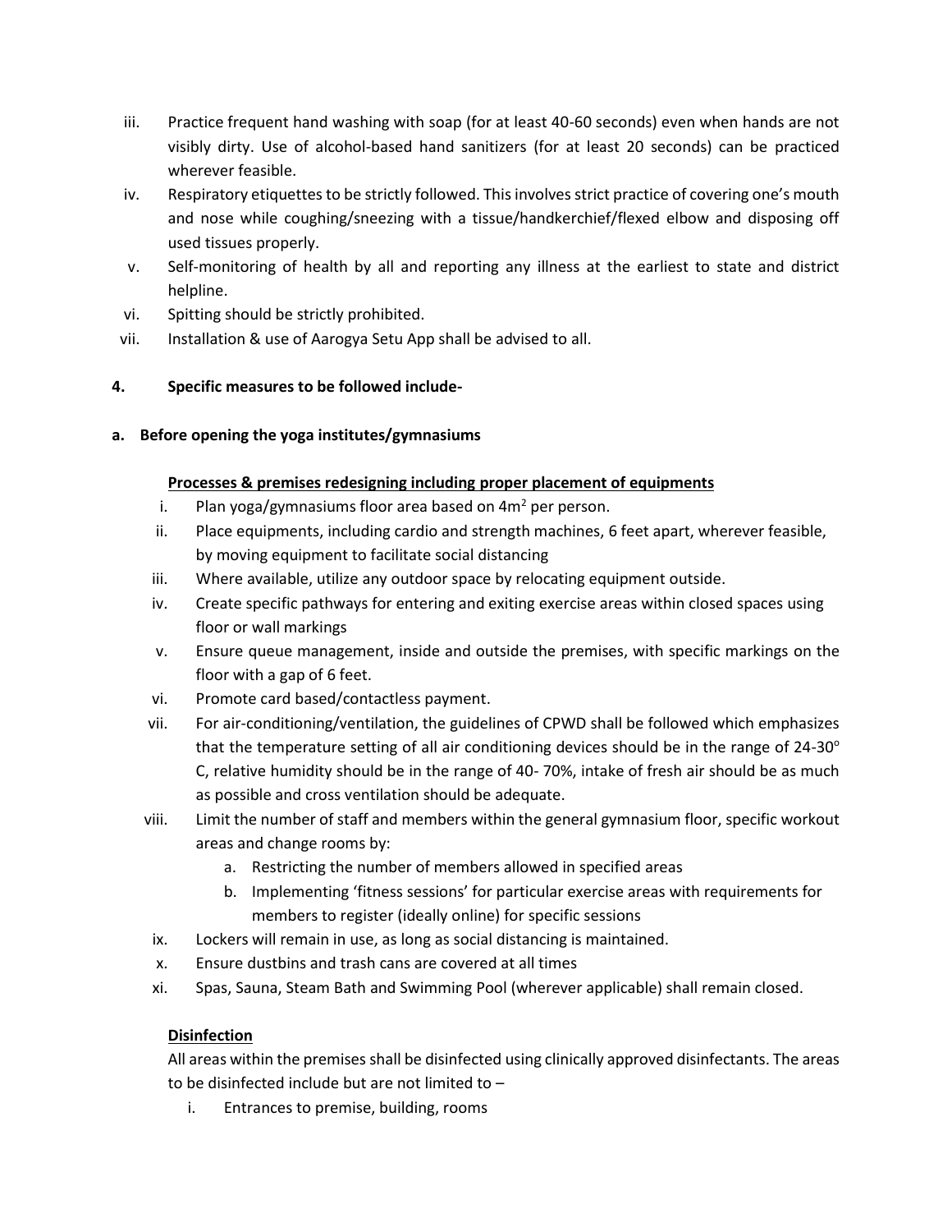iii. Practice frequent hand washing with soap (for at least 40-60 seconds) even when hands are not visibly dirty. Use of alcohol-based hand sanitizers (for at least 20 seconds) can be practiced wherever feasible.

iv. Respiratory etiquettes to be strictly followed. This involves strict practice of covering one's mouth and nose while coughing/sneezing with a tissue/handkerchief/flexed elbow and disposing off used tissues properly.

v. Self-monitoring of health by all and reporting any illness at the earliest to state and district helpline.

vi. Spitting should be strictly prohibited.

vii. Installation & use of Aarogya Setu App shall be advised to all.

**4. Specific measures to be followed include-**

**a. Before opening the yoga institutes/gymnasiums**

**<u>Processes & premises redesigning including proper placement of equipments</u>**

i. Plan yoga/gymnasiums floor area based on $4m^2$ per person.

ii. Place equipments, including cardio and strength machines, 6 feet apart, wherever feasible, by moving equipment to facilitate social distancing

iii. Where available, utilize any outdoor space by relocating equipment outside.

iv. Create specific pathways for entering and exiting exercise areas within closed spaces using floor or wall markings

v. Ensure queue management, inside and outside the premises, with specific markings on the floor with a gap of 6 feet.

vi. Promote card based/contactless payment.

vii. For air-conditioning/ventilation, the guidelines of CPWD shall be followed which emphasizes that the temperature setting of all air conditioning devices should be in the range of 24-30$^{o}$ C, relative humidity should be in the range of 40- 70%, intake of fresh air should be as much as possible and cross ventilation should be adequate.

viii. Limit the number of staff and members within the general gymnasium floor, specific workout areas and change rooms by:
   a. Restricting the number of members allowed in specified areas
   b. Implementing 'fitness sessions' for particular exercise areas with requirements for members to register (ideally online) for specific sessions

ix. Lockers will remain in use, as long as social distancing is maintained.

x. Ensure dustbins and trash cans are covered at all times

xi. Spas, Sauna, Steam Bath and Swimming Pool (wherever applicable) shall remain closed.

**<u>Disinfection</u>**

All areas within the premises shall be disinfected using clinically approved disinfectants. The areas to be disinfected include but are not limited to –

i. Entrances to premise, building, rooms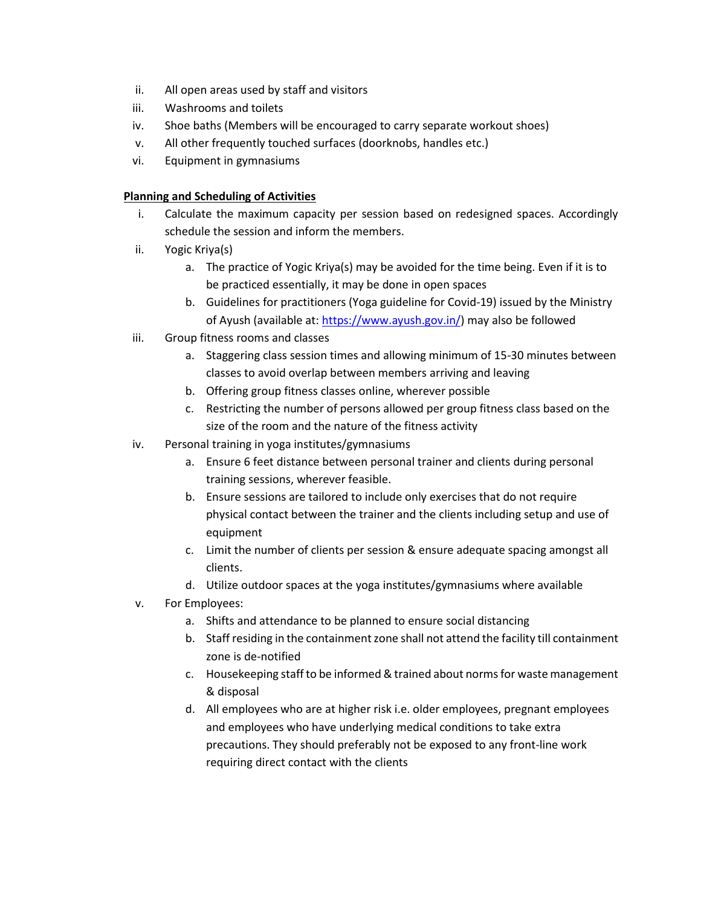ii. All open areas used by staff and visitors
iii. Washrooms and toilets
iv. Shoe baths (Members will be encouraged to carry separate workout shoes)
v. All other frequently touched surfaces (doorknobs, handles etc.)
vi. Equipment in gymnasiums

**Planning and Scheduling of Activities**

i. Calculate the maximum capacity per session based on redesigned spaces. Accordingly schedule the session and inform the members.
ii. Yogic Kriya(s)
   a. The practice of Yogic Kriya(s) may be avoided for the time being. Even if it is to be practiced essentially, it may be done in open spaces
   b. Guidelines for practitioners (Yoga guideline for Covid-19) issued by the Ministry of Ayush (available at: [https://www.ayush.gov.in/](https://www.ayush.gov.in/)) may also be followed
iii. Group fitness rooms and classes
   a. Staggering class session times and allowing minimum of 15-30 minutes between classes to avoid overlap between members arriving and leaving
   b. Offering group fitness classes online, wherever possible
   c. Restricting the number of persons allowed per group fitness class based on the size of the room and the nature of the fitness activity
iv. Personal training in yoga institutes/gymnasiums
   a. Ensure 6 feet distance between personal trainer and clients during personal training sessions, wherever feasible.
   b. Ensure sessions are tailored to include only exercises that do not require physical contact between the trainer and the clients including setup and use of equipment
   c. Limit the number of clients per session & ensure adequate spacing amongst all clients.
   d. Utilize outdoor spaces at the yoga institutes/gymnasiums where available
v. For Employees:
   a. Shifts and attendance to be planned to ensure social distancing
   b. Staff residing in the containment zone shall not attend the facility till containment zone is de-notified
   c. Housekeeping staff to be informed & trained about norms for waste management & disposal
   d. All employees who are at higher risk i.e. older employees, pregnant employees and employees who have underlying medical conditions to take extra precautions. They should preferably not be exposed to any front-line work requiring direct contact with the clients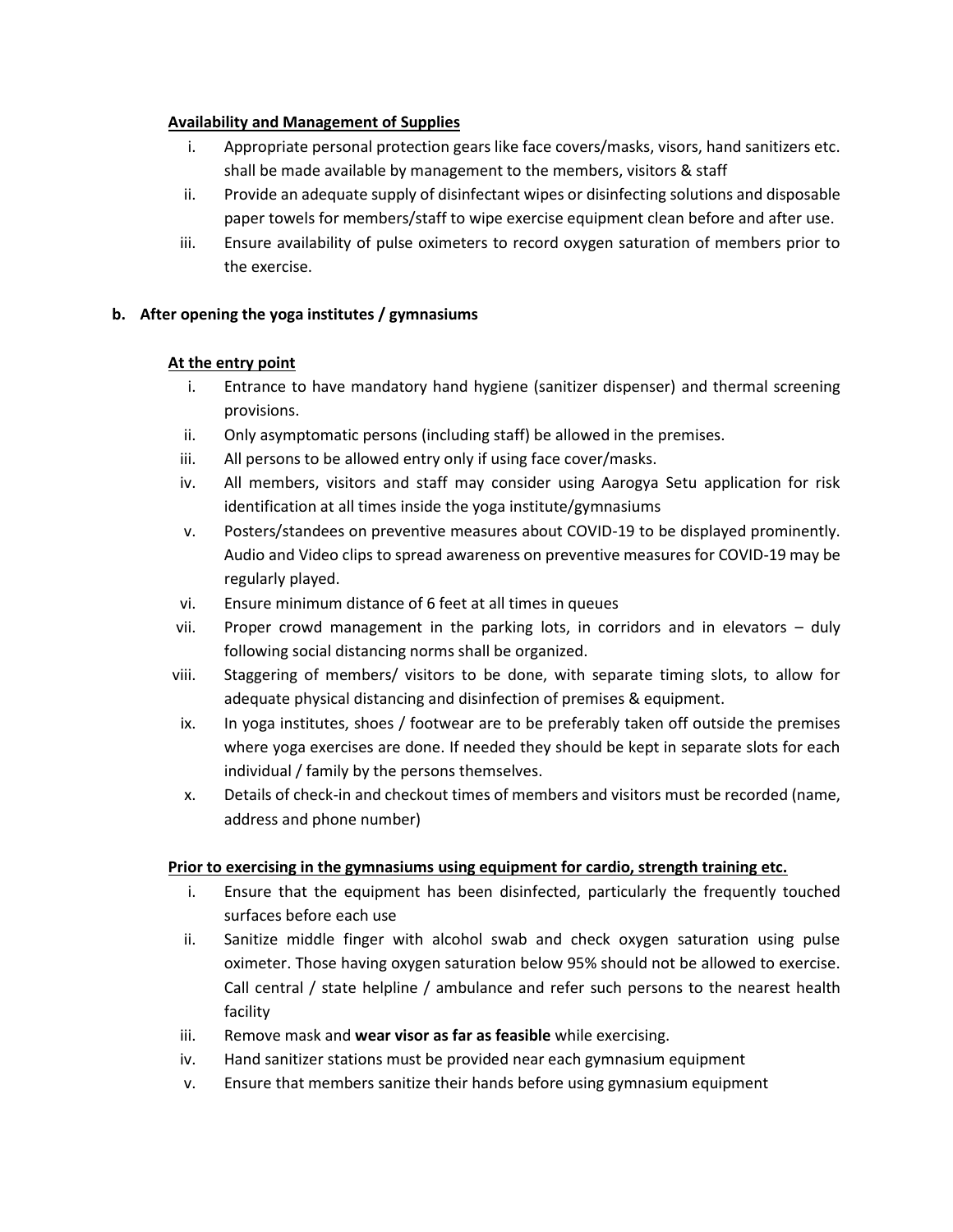**Availability and Management of Supplies**

i. Appropriate personal protection gears like face covers/masks, visors, hand sanitizers etc. shall be made available by management to the members, visitors & staff
ii. Provide an adequate supply of disinfectant wipes or disinfecting solutions and disposable paper towels for members/staff to wipe exercise equipment clean before and after use.
iii. Ensure availability of pulse oximeters to record oxygen saturation of members prior to the exercise.

**b. After opening the yoga institutes / gymnasiums**

**At the entry point**

i. Entrance to have mandatory hand hygiene (sanitizer dispenser) and thermal screening provisions.
ii. Only asymptomatic persons (including staff) be allowed in the premises.
iii. All persons to be allowed entry only if using face cover/masks.
iv. All members, visitors and staff may consider using Aarogya Setu application for risk identification at all times inside the yoga institute/gymnasiums
v. Posters/standees on preventive measures about COVID-19 to be displayed prominently. Audio and Video clips to spread awareness on preventive measures for COVID-19 may be regularly played.
vi. Ensure minimum distance of 6 feet at all times in queues
vii. Proper crowd management in the parking lots, in corridors and in elevators – duly following social distancing norms shall be organized.
viii. Staggering of members/ visitors to be done, with separate timing slots, to allow for adequate physical distancing and disinfection of premises & equipment.
ix. In yoga institutes, shoes / footwear are to be preferably taken off outside the premises where yoga exercises are done. If needed they should be kept in separate slots for each individual / family by the persons themselves.
x. Details of check-in and checkout times of members and visitors must be recorded (name, address and phone number)

**Prior to exercising in the gymnasiums using equipment for cardio, strength training etc.**

i. Ensure that the equipment has been disinfected, particularly the frequently touched surfaces before each use
ii. Sanitize middle finger with alcohol swab and check oxygen saturation using pulse oximeter. Those having oxygen saturation below 95% should not be allowed to exercise. Call central / state helpline / ambulance and refer such persons to the nearest health facility
iii. Remove mask and **wear visor as far as feasible** while exercising.
iv. Hand sanitizer stations must be provided near each gymnasium equipment
v. Ensure that members sanitize their hands before using gymnasium equipment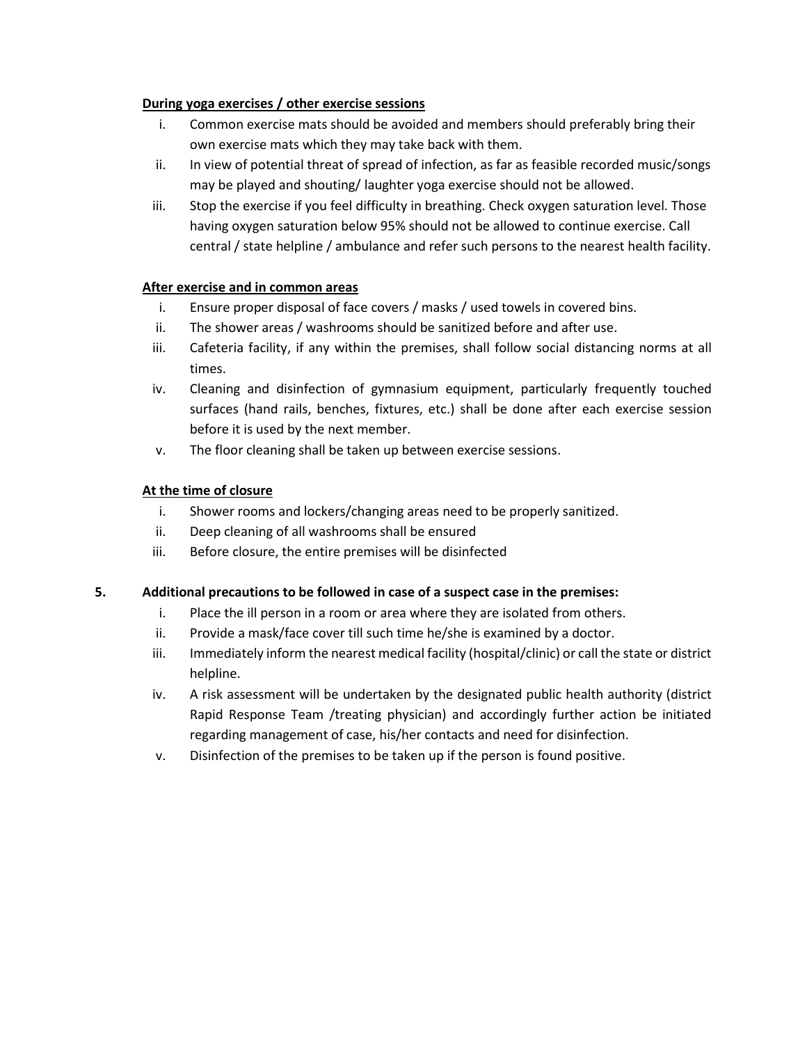**<u>During yoga exercises / other exercise sessions</u>**

i. Common exercise mats should be avoided and members should preferably bring their own exercise mats which they may take back with them.

ii. In view of potential threat of spread of infection, as far as feasible recorded music/songs may be played and shouting/ laughter yoga exercise should not be allowed.

iii. Stop the exercise if you feel difficulty in breathing. Check oxygen saturation level. Those having oxygen saturation below 95% should not be allowed to continue exercise. Call central / state helpline / ambulance and refer such persons to the nearest health facility.

**<u>After exercise and in common areas</u>**

i. Ensure proper disposal of face covers / masks / used towels in covered bins.

ii. The shower areas / washrooms should be sanitized before and after use.

iii. Cafeteria facility, if any within the premises, shall follow social distancing norms at all times.

iv. Cleaning and disinfection of gymnasium equipment, particularly frequently touched surfaces (hand rails, benches, fixtures, etc.) shall be done after each exercise session before it is used by the next member.

v. The floor cleaning shall be taken up between exercise sessions.

**<u>At the time of closure</u>**

i. Shower rooms and lockers/changing areas need to be properly sanitized.

ii. Deep cleaning of all washrooms shall be ensured

iii. Before closure, the entire premises will be disinfected

**5. Additional precautions to be followed in case of a suspect case in the premises:**

i. Place the ill person in a room or area where they are isolated from others.

ii. Provide a mask/face cover till such time he/she is examined by a doctor.

iii. Immediately inform the nearest medical facility (hospital/clinic) or call the state or district helpline.

iv. A risk assessment will be undertaken by the designated public health authority (district Rapid Response Team /treating physician) and accordingly further action be initiated regarding management of case, his/her contacts and need for disinfection.

v. Disinfection of the premises to be taken up if the person is found positive.